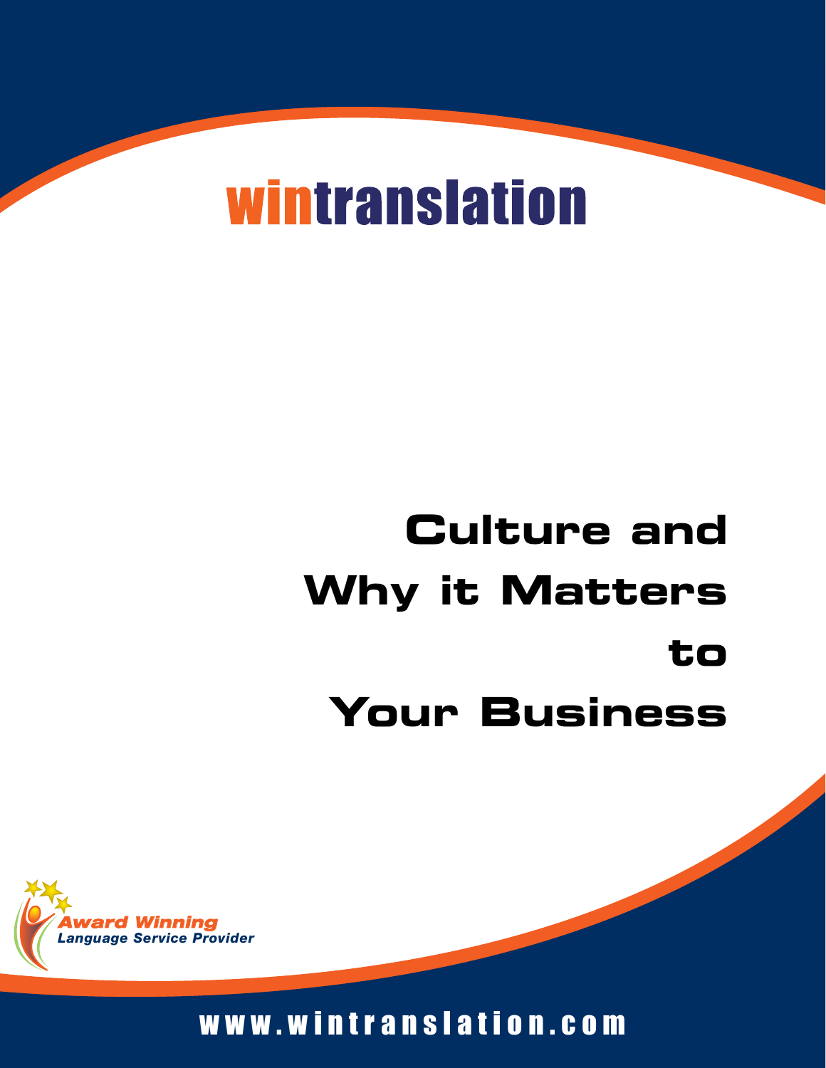wintranslation

# Culture and Why it Matters to Your Business

*Award Winning Language Service Provider*

www.wintranslation.com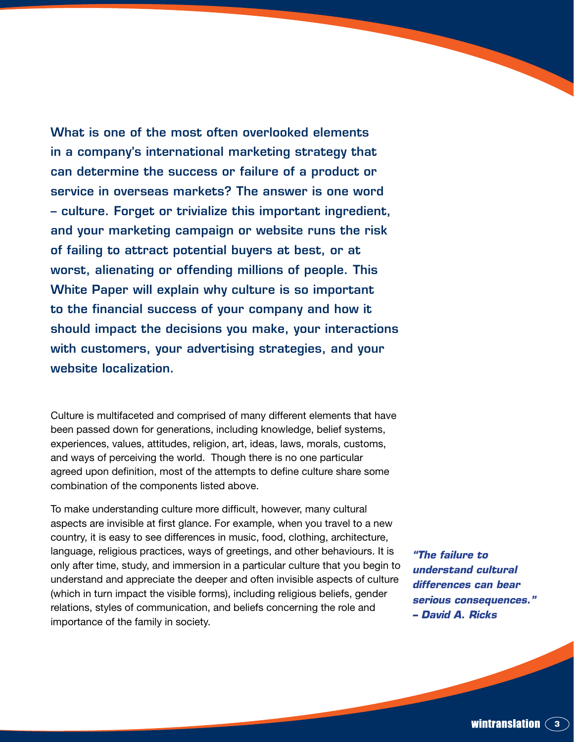**What is one of the most often overlooked elements in a company's international marketing strategy that can determine the success or failure of a product or service in overseas markets? The answer is one word – culture. Forget or trivialize this important ingredient, and your marketing campaign or website runs the risk of failing to attract potential buyers at best, or at worst, alienating or offending millions of people. This White Paper will explain why culture is so important to the financial success of your company and how it should impact the decisions you make, your interactions with customers, your advertising strategies, and your website localization.**

Culture is multifaceted and comprised of many different elements that have been passed down for generations, including knowledge, belief systems, experiences, values, attitudes, religion, art, ideas, laws, morals, customs, and ways of perceiving the world. Though there is no one particular agreed upon definition, most of the attempts to define culture share some combination of the components listed above.

To make understanding culture more difficult, however, many cultural aspects are invisible at first glance. For example, when you travel to a new country, it is easy to see differences in music, food, clothing, architecture, language, religious practices, ways of greetings, and other behaviours. It is only after time, study, and immersion in a particular culture that you begin to understand and appreciate the deeper and often invisible aspects of culture (which in turn impact the visible forms), including religious beliefs, gender relations, styles of communication, and beliefs concerning the role and importance of the family in society.

***"The failure to understand cultural differences can bear serious consequences." – David A. Ricks***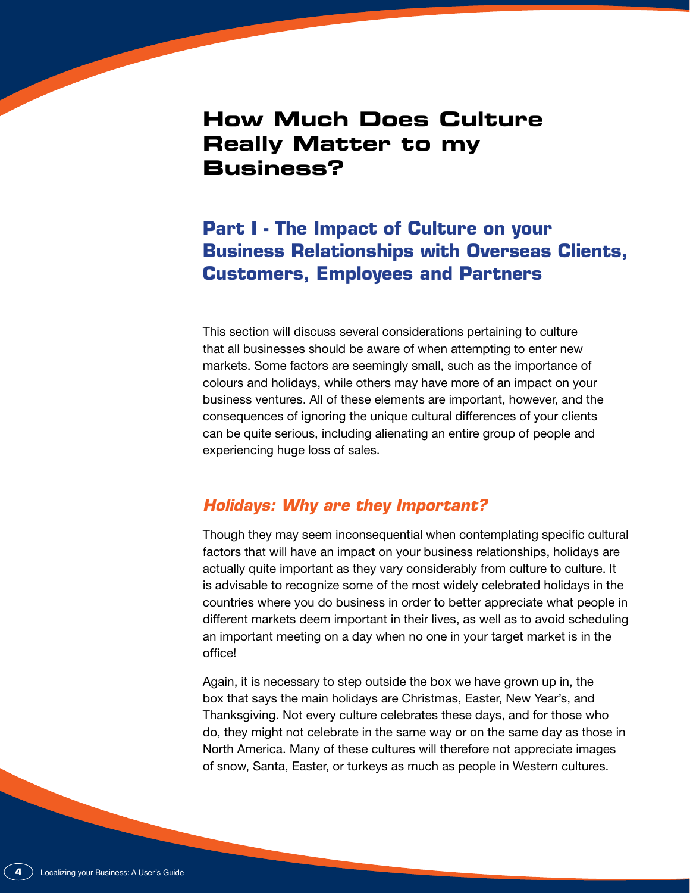# How Much Does Culture Really Matter to my Business?

## Part I - The Impact of Culture on your Business Relationships with Overseas Clients, Customers, Employees and Partners

This section will discuss several considerations pertaining to culture that all businesses should be aware of when attempting to enter new markets. Some factors are seemingly small, such as the importance of colours and holidays, while others may have more of an impact on your business ventures. All of these elements are important, however, and the consequences of ignoring the unique cultural differences of your clients can be quite serious, including alienating an entire group of people and experiencing huge loss of sales.

### *Holidays: Why are they Important?*

Though they may seem inconsequential when contemplating specific cultural factors that will have an impact on your business relationships, holidays are actually quite important as they vary considerably from culture to culture. It is advisable to recognize some of the most widely celebrated holidays in the countries where you do business in order to better appreciate what people in different markets deem important in their lives, as well as to avoid scheduling an important meeting on a day when no one in your target market is in the office!

Again, it is necessary to step outside the box we have grown up in, the box that says the main holidays are Christmas, Easter, New Year's, and Thanksgiving. Not every culture celebrates these days, and for those who do, they might not celebrate in the same way or on the same day as those in North America. Many of these cultures will therefore not appreciate images of snow, Santa, Easter, or turkeys as much as people in Western cultures.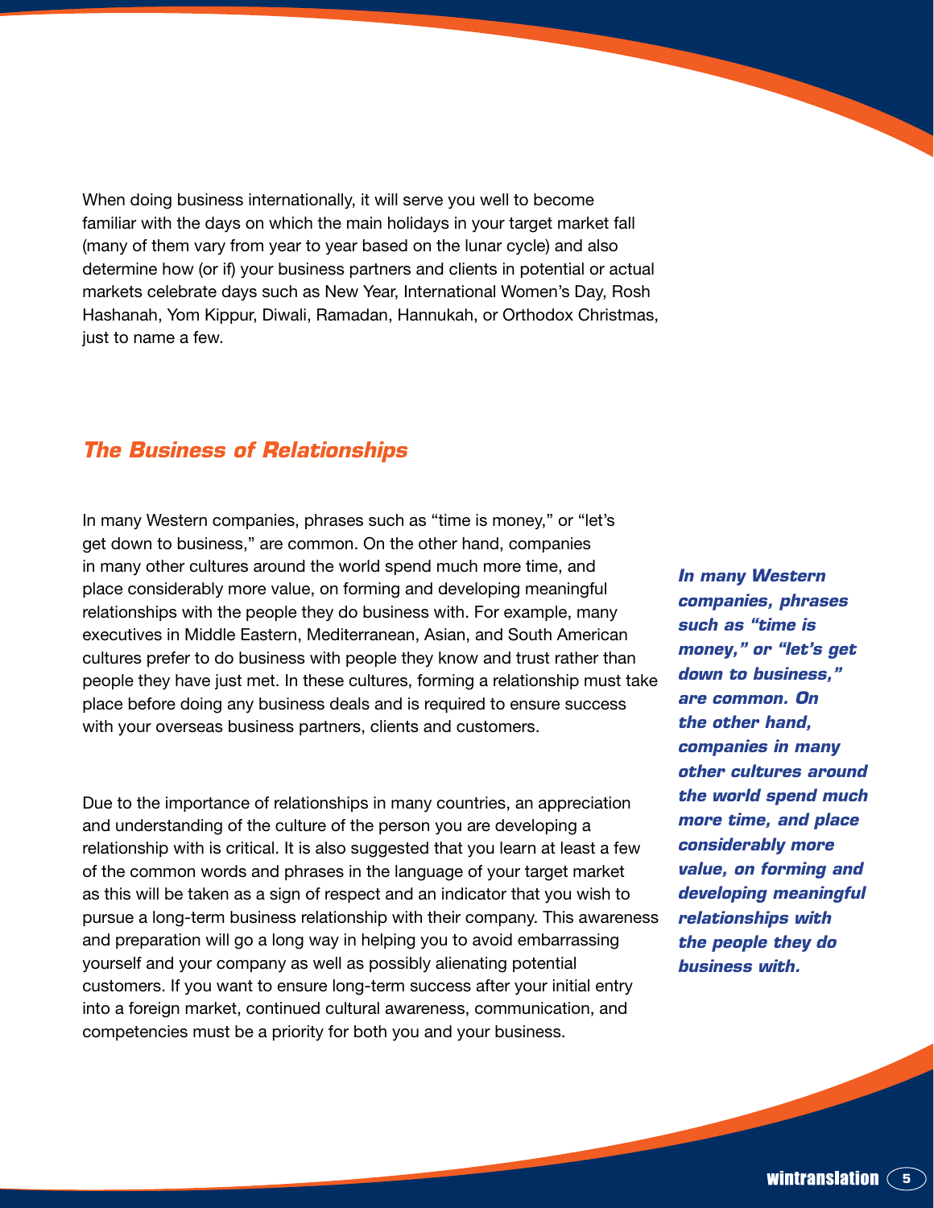When doing business internationally, it will serve you well to become familiar with the days on which the main holidays in your target market fall (many of them vary from year to year based on the lunar cycle) and also determine how (or if) your business partners and clients in potential or actual markets celebrate days such as New Year, International Women's Day, Rosh Hashanah, Yom Kippur, Diwali, Ramadan, Hannukah, or Orthodox Christmas, just to name a few.

## *The Business of Relationships*

In many Western companies, phrases such as "time is money," or "let's get down to business," are common. On the other hand, companies in many other cultures around the world spend much more time, and place considerably more value, on forming and developing meaningful relationships with the people they do business with. For example, many executives in Middle Eastern, Mediterranean, Asian, and South American cultures prefer to do business with people they know and trust rather than people they have just met. In these cultures, forming a relationship must take place before doing any business deals and is required to ensure success with your overseas business partners, clients and customers.

***In many Western companies, phrases such as "time is money," or "let's get down to business," are common. On the other hand, companies in many other cultures around the world spend much more time, and place considerably more value, on forming and developing meaningful relationships with the people they do business with.***

Due to the importance of relationships in many countries, an appreciation and understanding of the culture of the person you are developing a relationship with is critical. It is also suggested that you learn at least a few of the common words and phrases in the language of your target market as this will be taken as a sign of respect and an indicator that you wish to pursue a long-term business relationship with their company. This awareness and preparation will go a long way in helping you to avoid embarrassing yourself and your company as well as possibly alienating potential customers. If you want to ensure long-term success after your initial entry into a foreign market, continued cultural awareness, communication, and competencies must be a priority for both you and your business.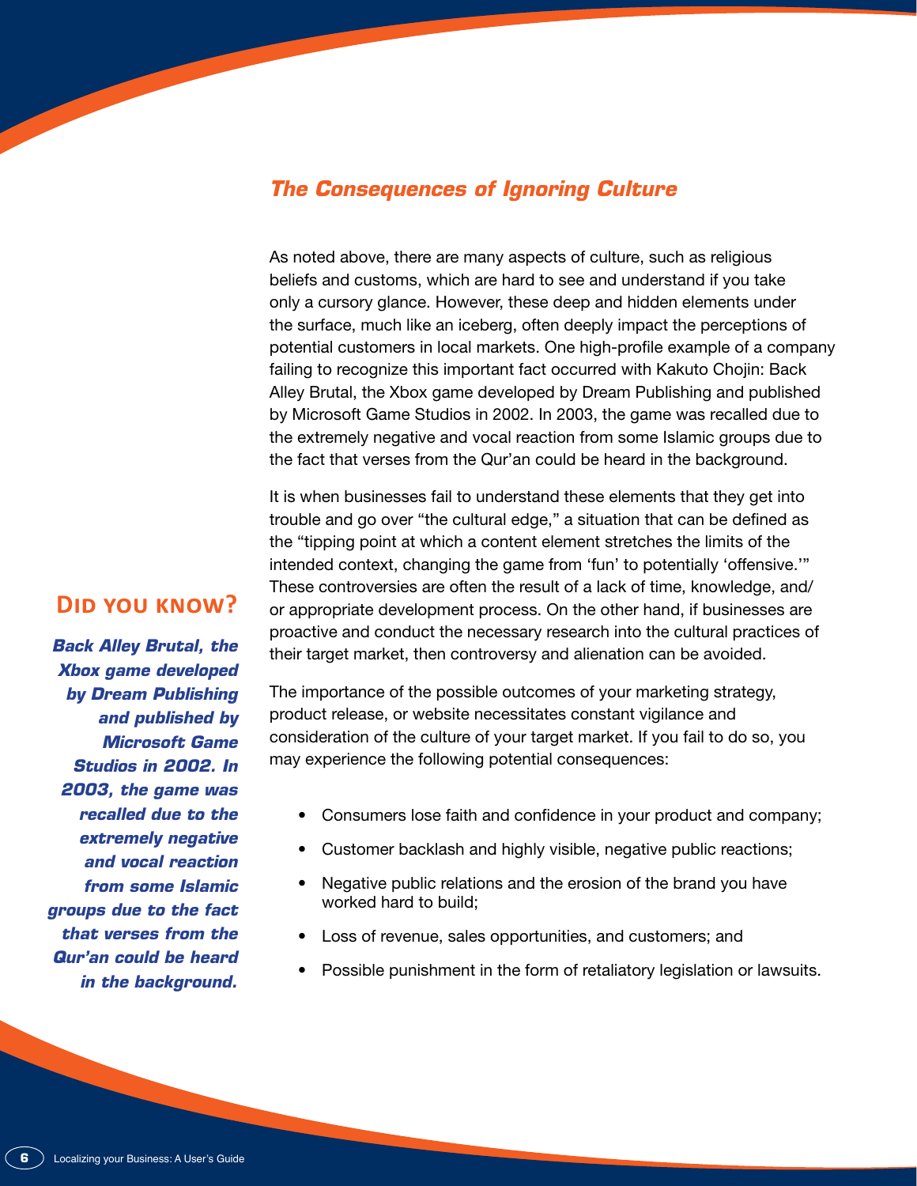## *The Consequences of Ignoring Culture*

As noted above, there are many aspects of culture, such as religious beliefs and customs, which are hard to see and understand if you take only a cursory glance. However, these deep and hidden elements under the surface, much like an iceberg, often deeply impact the perceptions of potential customers in local markets. One high-profile example of a company failing to recognize this important fact occurred with Kakuto Chojin: Back Alley Brutal, the Xbox game developed by Dream Publishing and published by Microsoft Game Studios in 2002. In 2003, the game was recalled due to the extremely negative and vocal reaction from some Islamic groups due to the fact that verses from the Qur'an could be heard in the background.

It is when businesses fail to understand these elements that they get into trouble and go over "the cultural edge," a situation that can be defined as the "tipping point at which a content element stretches the limits of the intended context, changing the game from 'fun' to potentially 'offensive.'" These controversies are often the result of a lack of time, knowledge, and/or appropriate development process. On the other hand, if businesses are proactive and conduct the necessary research into the cultural practices of their target market, then controversy and alienation can be avoided.

The importance of the possible outcomes of your marketing strategy, product release, or website necessitates constant vigilance and consideration of the culture of your target market. If you fail to do so, you may experience the following potential consequences:

- Consumers lose faith and confidence in your product and company;
- Customer backlash and highly visible, negative public reactions;
- Negative public relations and the erosion of the brand you have worked hard to build;
- Loss of revenue, sales opportunities, and customers; and
- Possible punishment in the form of retaliatory legislation or lawsuits.

### Did you know?

***Back Alley Brutal, the Xbox game developed by Dream Publishing and published by Microsoft Game Studios in 2002. In 2003, the game was recalled due to the extremely negative and vocal reaction from some Islamic groups due to the fact that verses from the Qur'an could be heard in the background.***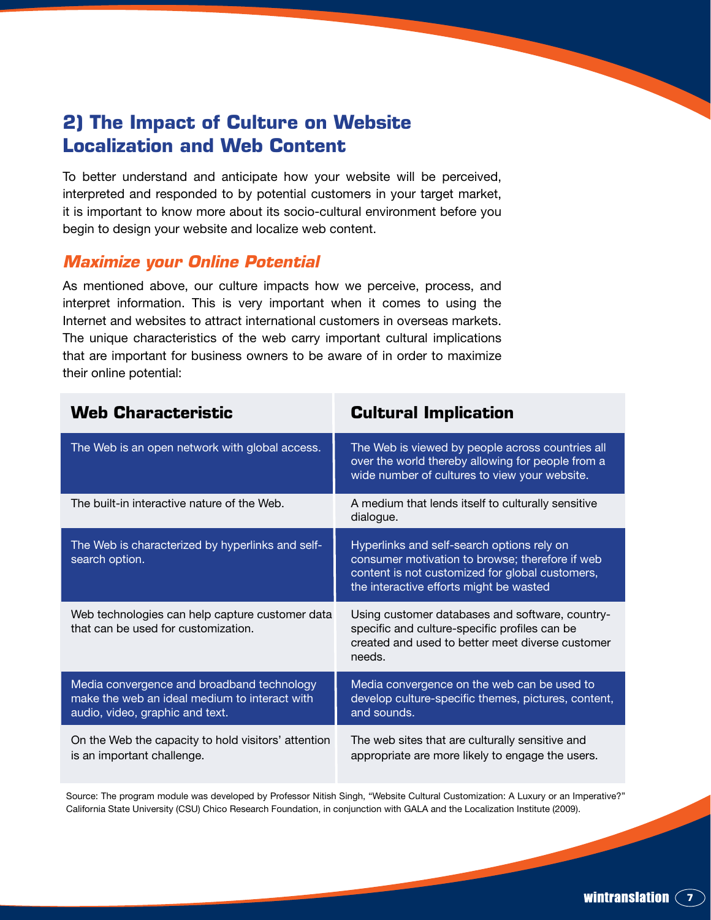## 2) The Impact of Culture on Website Localization and Web Content

To better understand and anticipate how your website will be perceived, interpreted and responded to by potential customers in your target market, it is important to know more about its socio-cultural environment before you begin to design your website and localize web content.

### *Maximize your Online Potential*

As mentioned above, our culture impacts how we perceive, process, and interpret information. This is very important when it comes to using the Internet and websites to attract international customers in overseas markets. The unique characteristics of the web carry important cultural implications that are important for business owners to be aware of in order to maximize their online potential:

| Web Characteristic | Cultural Implication |
|---|---|
| The Web is an open network with global access. | The Web is viewed by people across countries all over the world thereby allowing for people from a wide number of cultures to view your website. |
| The built-in interactive nature of the Web. | A medium that lends itself to culturally sensitive dialogue. |
| The Web is characterized by hyperlinks and self-search option. | Hyperlinks and self-search options rely on consumer motivation to browse; therefore if web content is not customized for global customers, the interactive efforts might be wasted |
| Web technologies can help capture customer data that can be used for customization. | Using customer databases and software, country-specific and culture-specific profiles can be created and used to better meet diverse customer needs. |
| Media convergence and broadband technology make the web an ideal medium to interact with audio, video, graphic and text. | Media convergence on the web can be used to develop culture-specific themes, pictures, content, and sounds. |
| On the Web the capacity to hold visitors' attention is an important challenge. | The web sites that are culturally sensitive and appropriate are more likely to engage the users. |

Source: The program module was developed by Professor Nitish Singh, "Website Cultural Customization: A Luxury or an Imperative?" California State University (CSU) Chico Research Foundation, in conjunction with GALA and the Localization Institute (2009).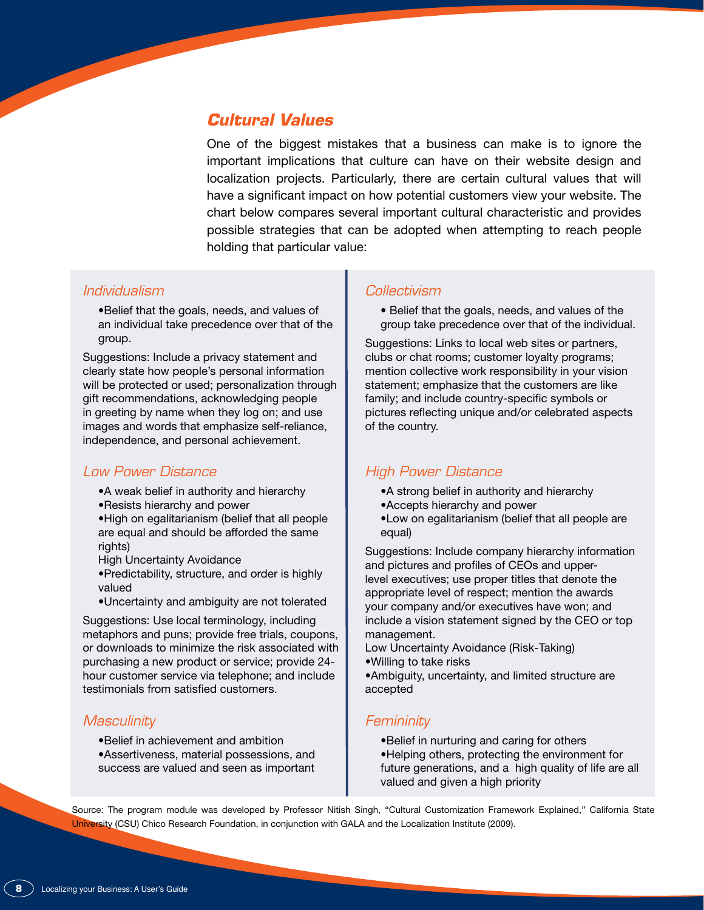## Cultural Values

One of the biggest mistakes that a business can make is to ignore the important implications that culture can have on their website design and localization projects. Particularly, there are certain cultural values that will have a significant impact on how potential customers view your website. The chart below compares several important cultural characteristic and provides possible strategies that can be adopted when attempting to reach people holding that particular value:

### *Individualism*

- Belief that the goals, needs, and values of an individual take precedence over that of the group.

Suggestions: Include a privacy statement and clearly state how people's personal information will be protected or used; personalization through gift recommendations, acknowledging people in greeting by name when they log on; and use images and words that emphasize self-reliance, independence, and personal achievement.

### *Collectivism*

- Belief that the goals, needs, and values of the group take precedence over that of the individual.

Suggestions: Links to local web sites or partners, clubs or chat rooms; customer loyalty programs; mention collective work responsibility in your vision statement; emphasize that the customers are like family; and include country-specific symbols or pictures reflecting unique and/or celebrated aspects of the country.

### *Low Power Distance*

- A weak belief in authority and hierarchy
- Resists hierarchy and power
- High on egalitarianism (belief that all people are equal and should be afforded the same rights)

High Uncertainty Avoidance

- Predictability, structure, and order is highly valued
- Uncertainty and ambiguity are not tolerated

Suggestions: Use local terminology, including metaphors and puns; provide free trials, coupons, or downloads to minimize the risk associated with purchasing a new product or service; provide 24-hour customer service via telephone; and include testimonials from satisfied customers.

### *High Power Distance*

- A strong belief in authority and hierarchy
- Accepts hierarchy and power
- Low on egalitarianism (belief that all people are equal)

Suggestions: Include company hierarchy information and pictures and profiles of CEOs and upper-level executives; use proper titles that denote the appropriate level of respect; mention the awards your company and/or executives have won; and include a vision statement signed by the CEO or top management.

Low Uncertainty Avoidance (Risk-Taking)

- Willing to take risks
- Ambiguity, uncertainty, and limited structure are accepted

### *Masculinity*

- Belief in achievement and ambition
- Assertiveness, material possessions, and success are valued and seen as important

### *Femininity*

- Belief in nurturing and caring for others
- Helping others, protecting the environment for future generations, and a high quality of life are all valued and given a high priority

Source: The program module was developed by Professor Nitish Singh, "Cultural Customization Framework Explained," California State University (CSU) Chico Research Foundation, in conjunction with GALA and the Localization Institute (2009).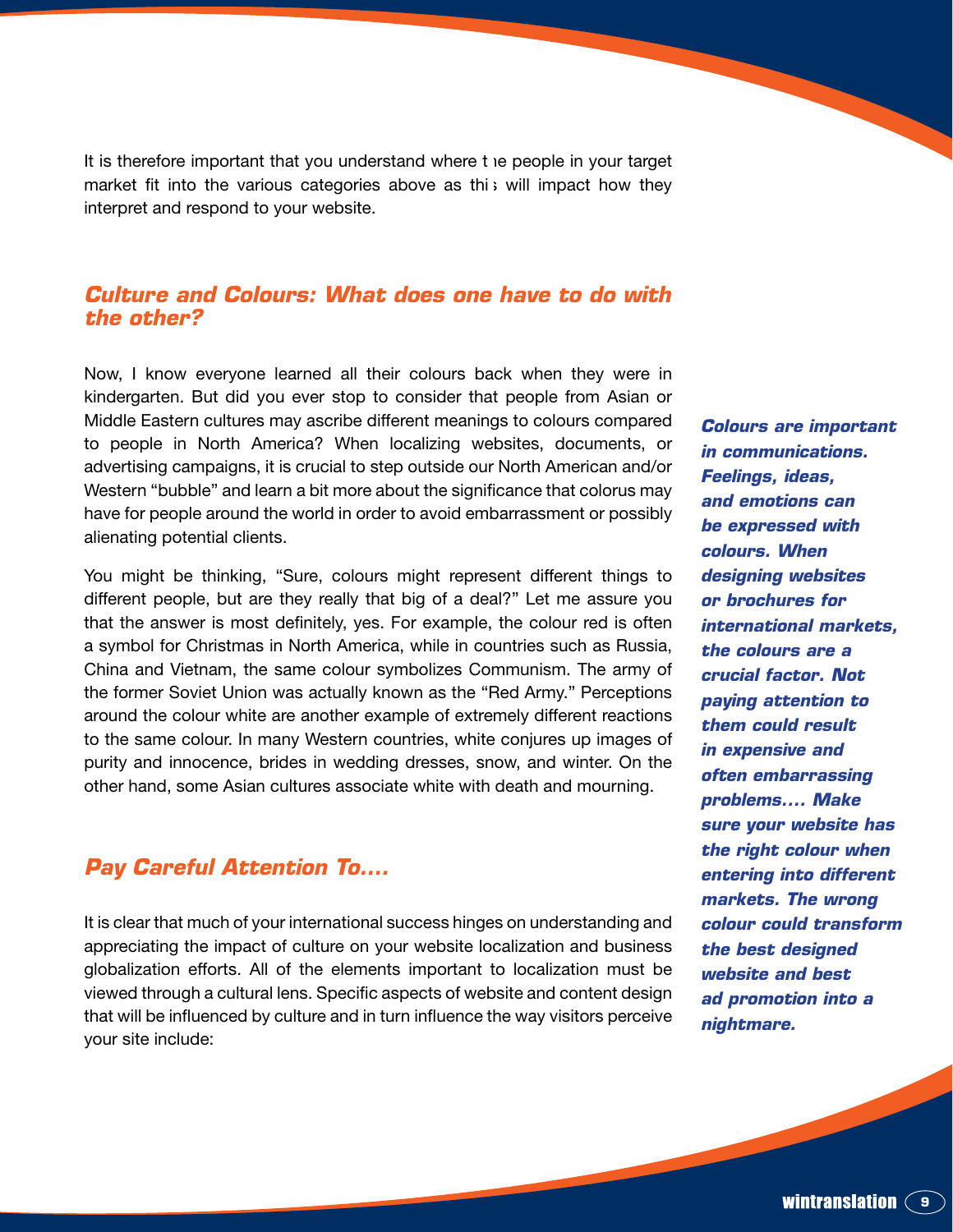It is therefore important that you understand where the people in your target market fit into the various categories above as this will impact how they interpret and respond to your website.

## *Culture and Colours: What does one have to do with the other?*

Now, I know everyone learned all their colours back when they were in kindergarten. But did you ever stop to consider that people from Asian or Middle Eastern cultures may ascribe different meanings to colours compared to people in North America? When localizing websites, documents, or advertising campaigns, it is crucial to step outside our North American and/or Western "bubble" and learn a bit more about the significance that colorus may have for people around the world in order to avoid embarrassment or possibly alienating potential clients.

You might be thinking, "Sure, colours might represent different things to different people, but are they really that big of a deal?" Let me assure you that the answer is most definitely, yes. For example, the colour red is often a symbol for Christmas in North America, while in countries such as Russia, China and Vietnam, the same colour symbolizes Communism. The army of the former Soviet Union was actually known as the "Red Army." Perceptions around the colour white are another example of extremely different reactions to the same colour. In many Western countries, white conjures up images of purity and innocence, brides in wedding dresses, snow, and winter. On the other hand, some Asian cultures associate white with death and mourning.

***Colours are important in communications. Feelings, ideas, and emotions can be expressed with colours. When designing websites or brochures for international markets, the colours are a crucial factor. Not paying attention to them could result in expensive and often embarrassing problems.... Make sure your website has the right colour when entering into different markets. The wrong colour could transform the best designed website and best ad promotion into a nightmare.***

## *Pay Careful Attention To....*

It is clear that much of your international success hinges on understanding and appreciating the impact of culture on your website localization and business globalization efforts. All of the elements important to localization must be viewed through a cultural lens. Specific aspects of website and content design that will be influenced by culture and in turn influence the way visitors perceive your site include: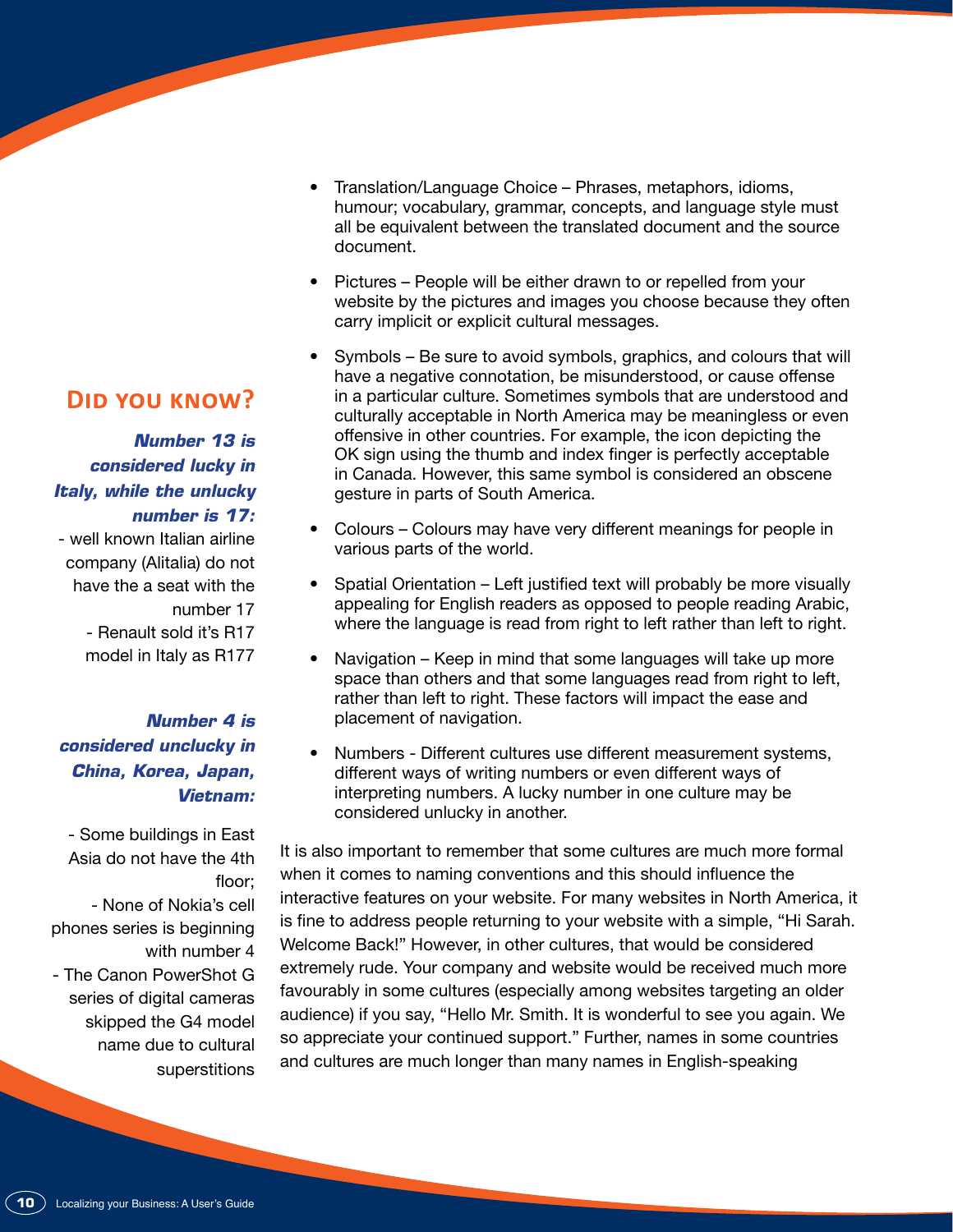- Translation/Language Choice – Phrases, metaphors, idioms, humour; vocabulary, grammar, concepts, and language style must all be equivalent between the translated document and the source document.
- Pictures – People will be either drawn to or repelled from your website by the pictures and images you choose because they often carry implicit or explicit cultural messages.
- Symbols – Be sure to avoid symbols, graphics, and colours that will have a negative connotation, be misunderstood, or cause offense in a particular culture. Sometimes symbols that are understood and culturally acceptable in North America may be meaningless or even offensive in other countries. For example, the icon depicting the OK sign using the thumb and index finger is perfectly acceptable in Canada. However, this same symbol is considered an obscene gesture in parts of South America.
- Colours – Colours may have very different meanings for people in various parts of the world.
- Spatial Orientation – Left justified text will probably be more visually appealing for English readers as opposed to people reading Arabic, where the language is read from right to left rather than left to right.
- Navigation – Keep in mind that some languages will take up more space than others and that some languages read from right to left, rather than left to right. These factors will impact the ease and placement of navigation.
- Numbers - Different cultures use different measurement systems, different ways of writing numbers or even different ways of interpreting numbers. A lucky number in one culture may be considered unlucky in another.

It is also important to remember that some cultures are much more formal when it comes to naming conventions and this should influence the interactive features on your website. For many websites in North America, it is fine to address people returning to your website with a simple, “Hi Sarah. Welcome Back!” However, in other cultures, that would be considered extremely rude. Your company and website would be received much more favourably in some cultures (especially among websites targeting an older audience) if you say, “Hello Mr. Smith. It is wonderful to see you again. We so appreciate your continued support.” Further, names in some countries and cultures are much longer than many names in English-speaking

## Did you know?

***Number 13 is considered lucky in Italy, while the unlucky number is 17:***

- well known Italian airline company (Alitalia) do not have the a seat with the number 17
- Renault sold it’s R17 model in Italy as R177

***Number 4 is considered unclucky in China, Korea, Japan, Vietnam:***

- Some buildings in East Asia do not have the 4th floor;
- None of Nokia’s cell phones series is beginning with number 4
- The Canon PowerShot G series of digital cameras skipped the G4 model name due to cultural superstitions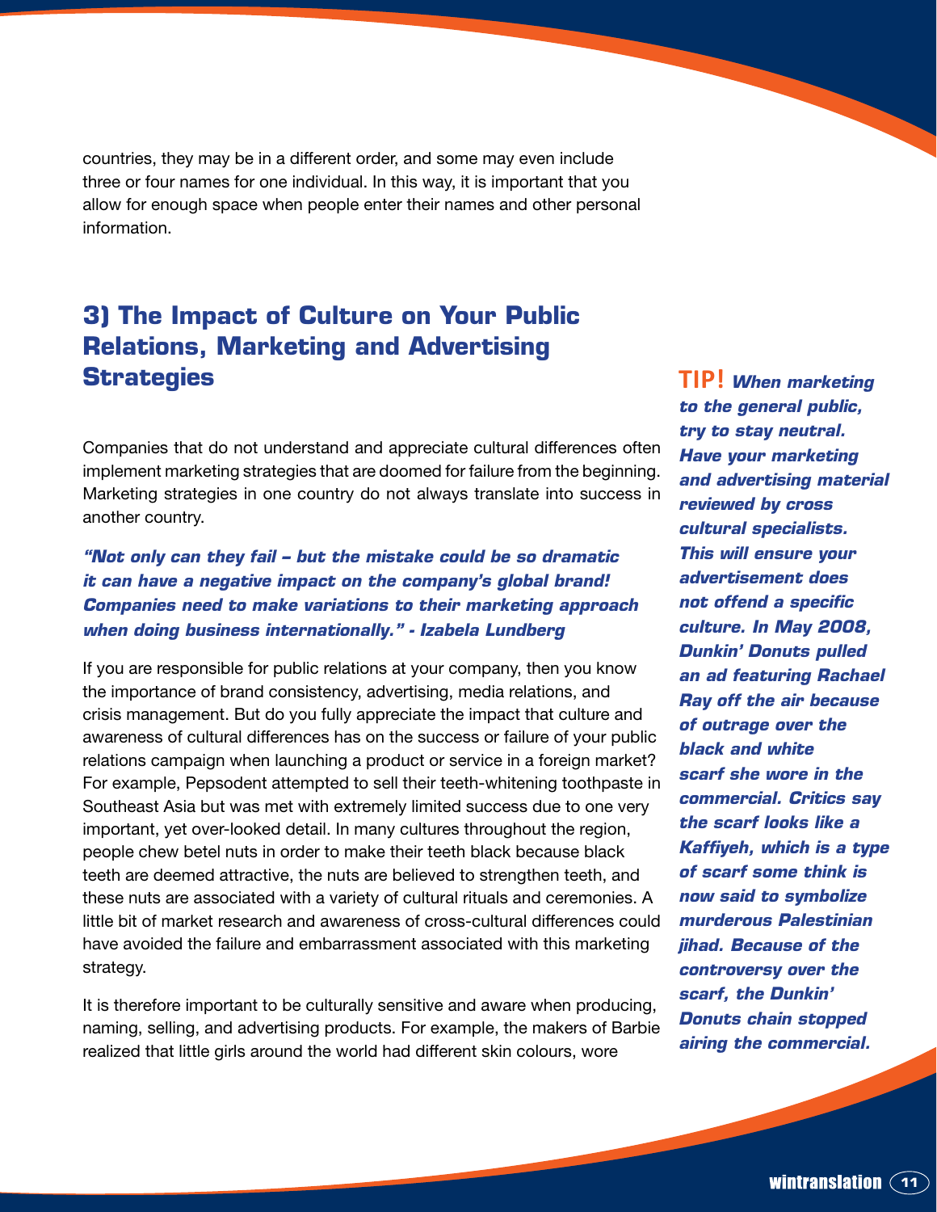countries, they may be in a different order, and some may even include three or four names for one individual. In this way, it is important that you allow for enough space when people enter their names and other personal information.

## 3) The Impact of Culture on Your Public Relations, Marketing and Advertising Strategies

Companies that do not understand and appreciate cultural differences often implement marketing strategies that are doomed for failure from the beginning. Marketing strategies in one country do not always translate into success in another country.

***"Not only can they fail – but the mistake could be so dramatic it can have a negative impact on the company's global brand! Companies need to make variations to their marketing approach when doing business internationally." - Izabela Lundberg***

If you are responsible for public relations at your company, then you know the importance of brand consistency, advertising, media relations, and crisis management. But do you fully appreciate the impact that culture and awareness of cultural differences has on the success or failure of your public relations campaign when launching a product or service in a foreign market? For example, Pepsodent attempted to sell their teeth-whitening toothpaste in Southeast Asia but was met with extremely limited success due to one very important, yet over-looked detail. In many cultures throughout the region, people chew betel nuts in order to make their teeth black because black teeth are deemed attractive, the nuts are believed to strengthen teeth, and these nuts are associated with a variety of cultural rituals and ceremonies. A little bit of market research and awareness of cross-cultural differences could have avoided the failure and embarrassment associated with this marketing strategy.

It is therefore important to be culturally sensitive and aware when producing, naming, selling, and advertising products. For example, the makers of Barbie realized that little girls around the world had different skin colours, wore

**TIP!** ***When marketing to the general public, try to stay neutral. Have your marketing and advertising material reviewed by cross cultural specialists. This will ensure your advertisement does not offend a specific culture. In May 2008, Dunkin' Donuts pulled an ad featuring Rachael Ray off the air because of outrage over the black and white scarf she wore in the commercial. Critics say the scarf looks like a Kaffiyeh, which is a type of scarf some think is now said to symbolize murderous Palestinian jihad. Because of the controversy over the scarf, the Dunkin' Donuts chain stopped airing the commercial.***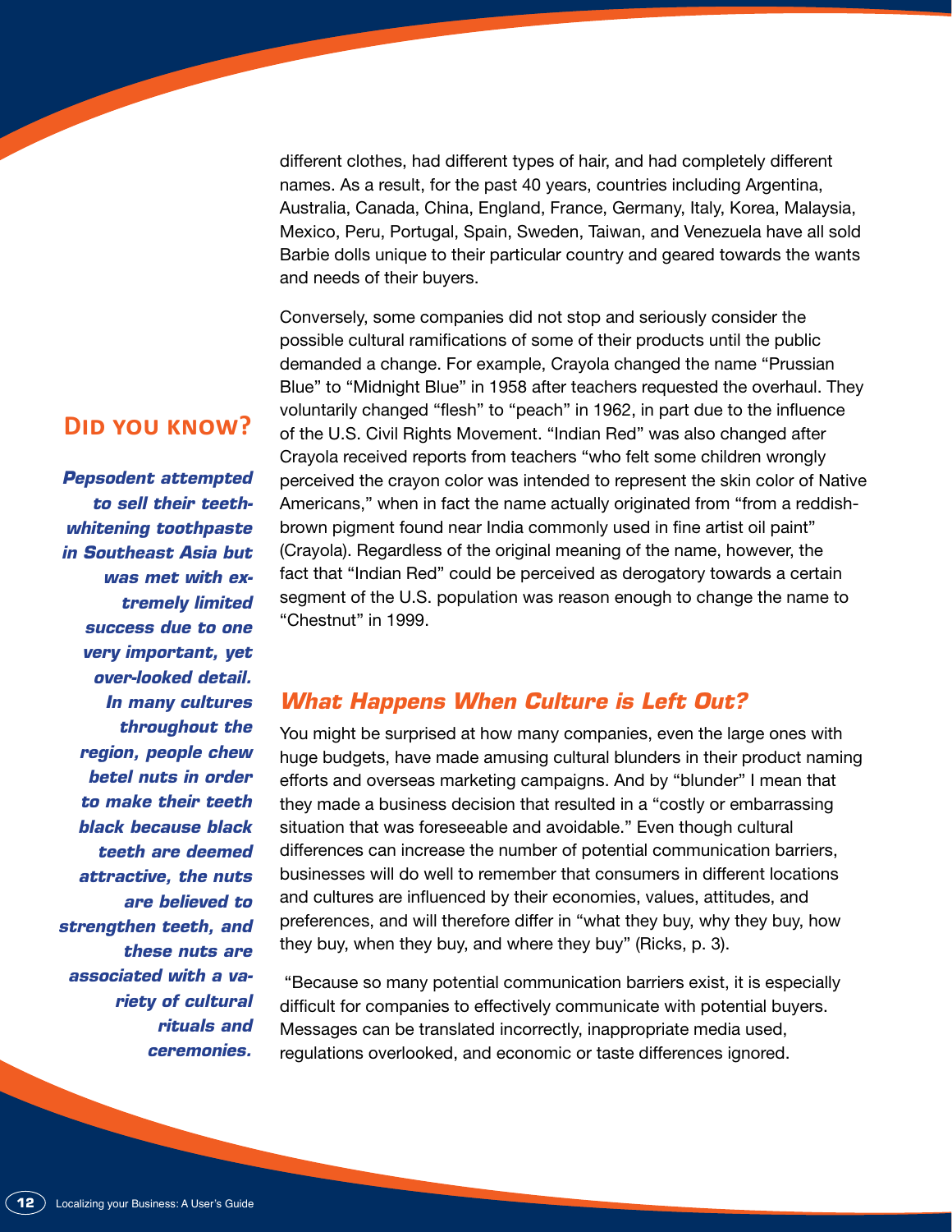different clothes, had different types of hair, and had completely different names. As a result, for the past 40 years, countries including Argentina, Australia, Canada, China, England, France, Germany, Italy, Korea, Malaysia, Mexico, Peru, Portugal, Spain, Sweden, Taiwan, and Venezuela have all sold Barbie dolls unique to their particular country and geared towards the wants and needs of their buyers.

Conversely, some companies did not stop and seriously consider the possible cultural ramifications of some of their products until the public demanded a change. For example, Crayola changed the name "Prussian Blue" to "Midnight Blue" in 1958 after teachers requested the overhaul. They voluntarily changed "flesh" to "peach" in 1962, in part due to the influence of the U.S. Civil Rights Movement. "Indian Red" was also changed after Crayola received reports from teachers "who felt some children wrongly perceived the crayon color was intended to represent the skin color of Native Americans," when in fact the name actually originated from "from a reddish-brown pigment found near India commonly used in fine artist oil paint" (Crayola). Regardless of the original meaning of the name, however, the fact that "Indian Red" could be perceived as derogatory towards a certain segment of the U.S. population was reason enough to change the name to "Chestnut" in 1999.

### Did you know?

***Pepsodent attempted to sell their teeth-whitening toothpaste in Southeast Asia but was met with extremely limited success due to one very important, yet over-looked detail. In many cultures throughout the region, people chew betel nuts in order to make their teeth black because black teeth are deemed attractive, the nuts are believed to strengthen teeth, and these nuts are associated with a variety of cultural rituals and ceremonies.***

## *What Happens When Culture is Left Out?*

You might be surprised at how many companies, even the large ones with huge budgets, have made amusing cultural blunders in their product naming efforts and overseas marketing campaigns. And by "blunder" I mean that they made a business decision that resulted in a "costly or embarrassing situation that was foreseeable and avoidable." Even though cultural differences can increase the number of potential communication barriers, businesses will do well to remember that consumers in different locations and cultures are influenced by their economies, values, attitudes, and preferences, and will therefore differ in "what they buy, why they buy, how they buy, when they buy, and where they buy" (Ricks, p. 3).

"Because so many potential communication barriers exist, it is especially difficult for companies to effectively communicate with potential buyers. Messages can be translated incorrectly, inappropriate media used, regulations overlooked, and economic or taste differences ignored.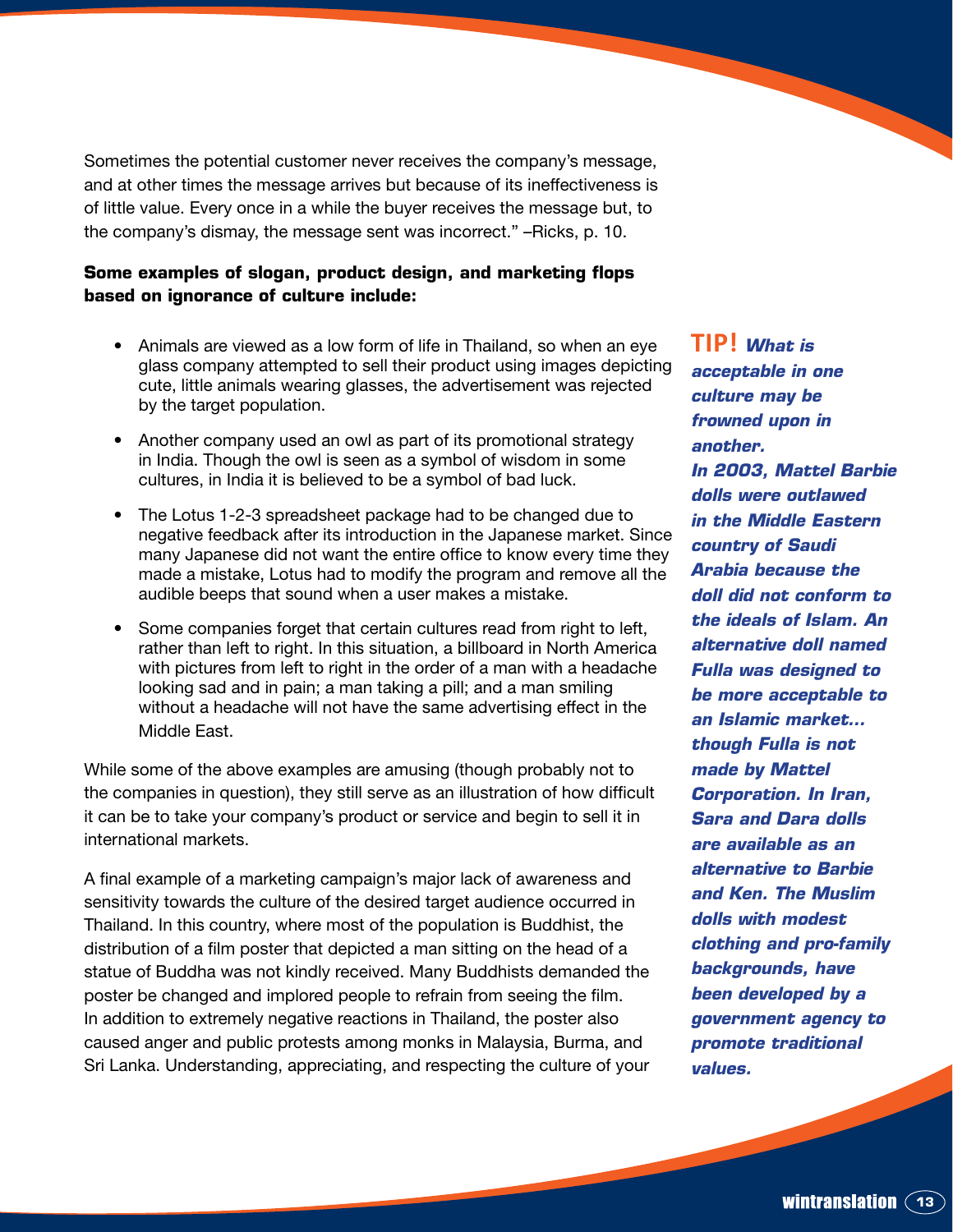Sometimes the potential customer never receives the company's message, and at other times the message arrives but because of its ineffectiveness is of little value. Every once in a while the buyer receives the message but, to the company's dismay, the message sent was incorrect." –Ricks, p. 10.

**Some examples of slogan, product design, and marketing flops based on ignorance of culture include:**

- Animals are viewed as a low form of life in Thailand, so when an eye glass company attempted to sell their product using images depicting cute, little animals wearing glasses, the advertisement was rejected by the target population.
- Another company used an owl as part of its promotional strategy in India. Though the owl is seen as a symbol of wisdom in some cultures, in India it is believed to be a symbol of bad luck.
- The Lotus 1-2-3 spreadsheet package had to be changed due to negative feedback after its introduction in the Japanese market. Since many Japanese did not want the entire office to know every time they made a mistake, Lotus had to modify the program and remove all the audible beeps that sound when a user makes a mistake.
- Some companies forget that certain cultures read from right to left, rather than left to right. In this situation, a billboard in North America with pictures from left to right in the order of a man with a headache looking sad and in pain; a man taking a pill; and a man smiling without a headache will not have the same advertising effect in the Middle East.

While some of the above examples are amusing (though probably not to the companies in question), they still serve as an illustration of how difficult it can be to take your company's product or service and begin to sell it in international markets.

A final example of a marketing campaign's major lack of awareness and sensitivity towards the culture of the desired target audience occurred in Thailand. In this country, where most of the population is Buddhist, the distribution of a film poster that depicted a man sitting on the head of a statue of Buddha was not kindly received. Many Buddhists demanded the poster be changed and implored people to refrain from seeing the film. In addition to extremely negative reactions in Thailand, the poster also caused anger and public protests among monks in Malaysia, Burma, and Sri Lanka. Understanding, appreciating, and respecting the culture of your

**TIP!** ***What is acceptable in one culture may be frowned upon in another.***
***In 2003, Mattel Barbie dolls were outlawed in the Middle Eastern country of Saudi Arabia because the doll did not conform to the ideals of Islam. An alternative doll named Fulla was designed to be more acceptable to an Islamic market... though Fulla is not made by Mattel Corporation. In Iran, Sara and Dara dolls are available as an alternative to Barbie and Ken. The Muslim dolls with modest clothing and pro-family backgrounds, have been developed by a government agency to promote traditional values.***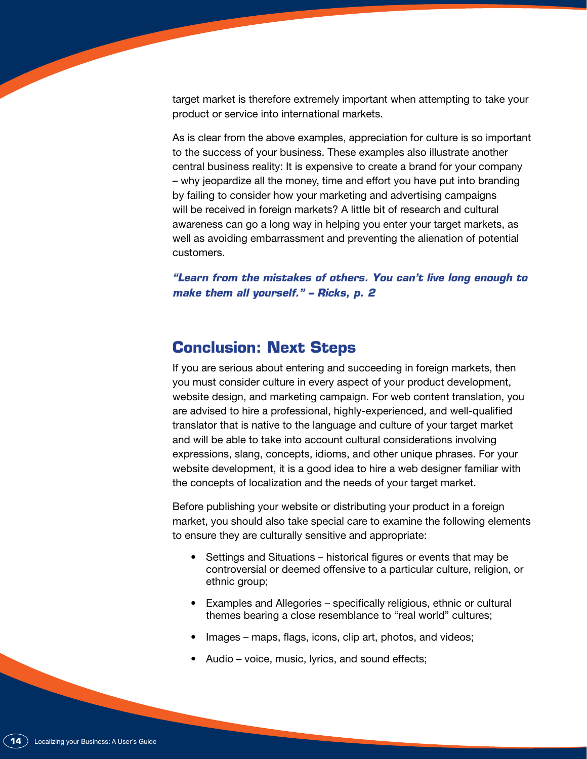target market is therefore extremely important when attempting to take your product or service into international markets.

As is clear from the above examples, appreciation for culture is so important to the success of your business. These examples also illustrate another central business reality: It is expensive to create a brand for your company – why jeopardize all the money, time and effort you have put into branding by failing to consider how your marketing and advertising campaigns will be received in foreign markets? A little bit of research and cultural awareness can go a long way in helping you enter your target markets, as well as avoiding embarrassment and preventing the alienation of potential customers.

***"Learn from the mistakes of others. You can't live long enough to make them all yourself." – Ricks, p. 2***

## Conclusion: Next Steps

If you are serious about entering and succeeding in foreign markets, then you must consider culture in every aspect of your product development, website design, and marketing campaign. For web content translation, you are advised to hire a professional, highly-experienced, and well-qualified translator that is native to the language and culture of your target market and will be able to take into account cultural considerations involving expressions, slang, concepts, idioms, and other unique phrases. For your website development, it is a good idea to hire a web designer familiar with the concepts of localization and the needs of your target market.

Before publishing your website or distributing your product in a foreign market, you should also take special care to examine the following elements to ensure they are culturally sensitive and appropriate:

- Settings and Situations – historical figures or events that may be controversial or deemed offensive to a particular culture, religion, or ethnic group;
- Examples and Allegories – specifically religious, ethnic or cultural themes bearing a close resemblance to "real world" cultures;
- Images – maps, flags, icons, clip art, photos, and videos;
- Audio – voice, music, lyrics, and sound effects;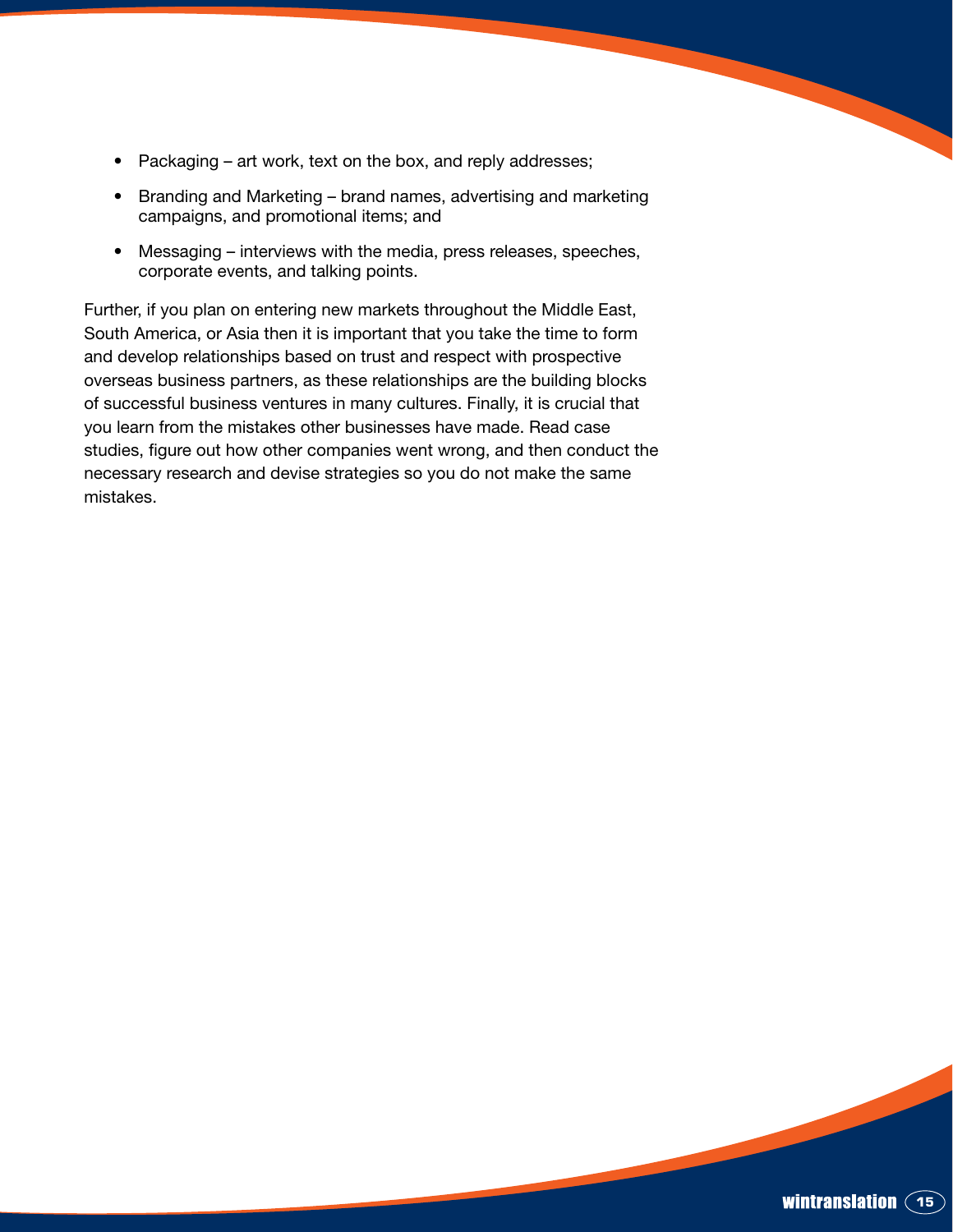- Packaging – art work, text on the box, and reply addresses;
- Branding and Marketing – brand names, advertising and marketing campaigns, and promotional items; and
- Messaging – interviews with the media, press releases, speeches, corporate events, and talking points.

Further, if you plan on entering new markets throughout the Middle East, South America, or Asia then it is important that you take the time to form and develop relationships based on trust and respect with prospective overseas business partners, as these relationships are the building blocks of successful business ventures in many cultures. Finally, it is crucial that you learn from the mistakes other businesses have made. Read case studies, figure out how other companies went wrong, and then conduct the necessary research and devise strategies so you do not make the same mistakes.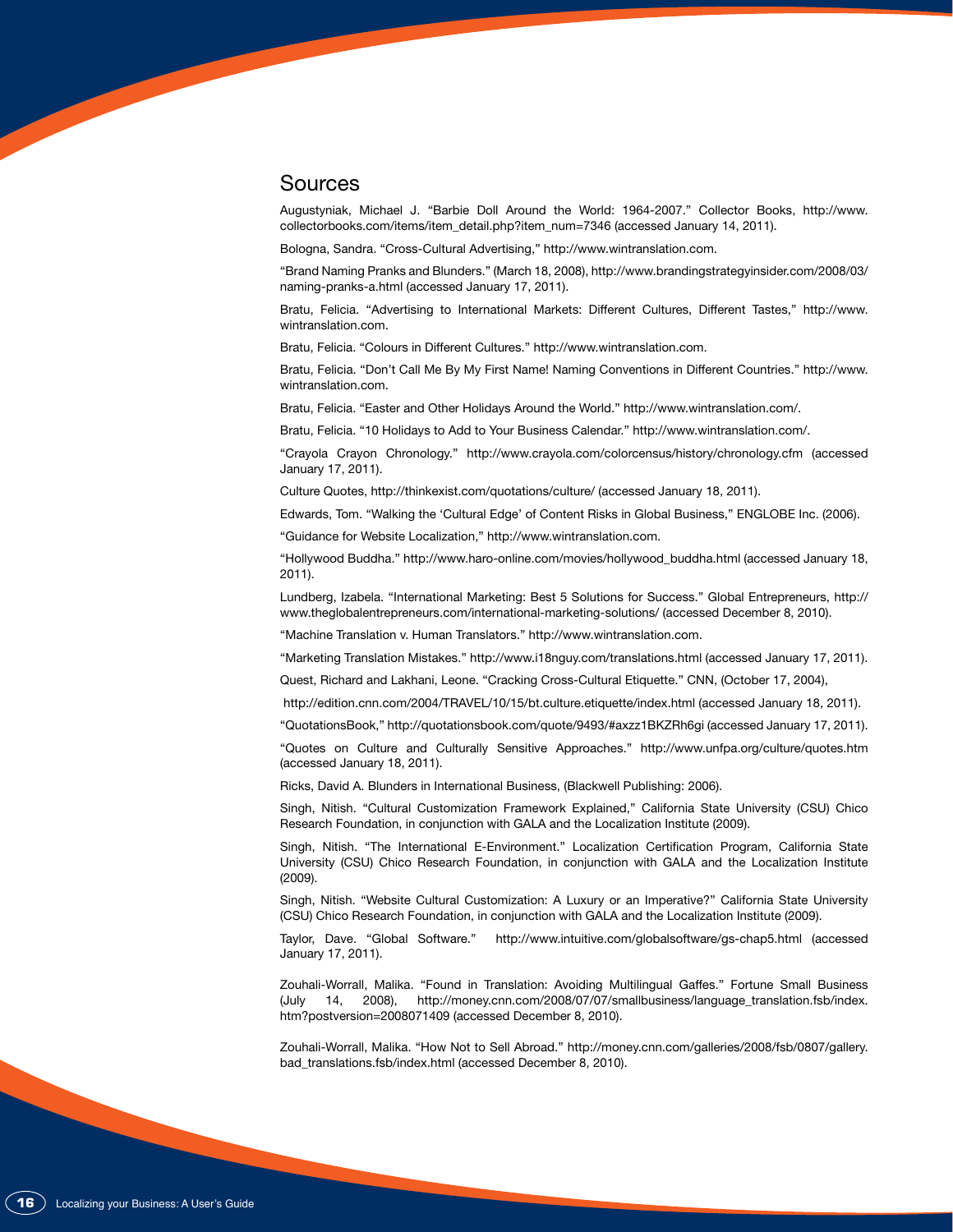## Sources

Augustyniak, Michael J. “Barbie Doll Around the World: 1964-2007.” Collector Books, http://www.collectorbooks.com/items/item_detail.php?item_num=7346 (accessed January 14, 2011).

Bologna, Sandra. “Cross-Cultural Advertising,” http://www.wintranslation.com.

“Brand Naming Pranks and Blunders.” (March 18, 2008), http://www.brandingstrategyinsider.com/2008/03/naming-pranks-a.html (accessed January 17, 2011).

Bratu, Felicia. “Advertising to International Markets: Different Cultures, Different Tastes,” http://www.wintranslation.com.

Bratu, Felicia. “Colours in Different Cultures.” http://www.wintranslation.com.

Bratu, Felicia. “Don’t Call Me By My First Name! Naming Conventions in Different Countries.” http://www.wintranslation.com.

Bratu, Felicia. “Easter and Other Holidays Around the World.” http://www.wintranslation.com/.

Bratu, Felicia. “10 Holidays to Add to Your Business Calendar.” http://www.wintranslation.com/.

“Crayola Crayon Chronology.” http://www.crayola.com/colorcensus/history/chronology.cfm (accessed January 17, 2011).

Culture Quotes, http://thinkexist.com/quotations/culture/ (accessed January 18, 2011).

Edwards, Tom. “Walking the ‘Cultural Edge’ of Content Risks in Global Business,” ENGLOBE Inc. (2006).

“Guidance for Website Localization,” http://www.wintranslation.com.

“Hollywood Buddha.” http://www.haro-online.com/movies/hollywood_buddha.html (accessed January 18, 2011).

Lundberg, Izabela. “International Marketing: Best 5 Solutions for Success.” Global Entrepreneurs, http://www.theglobalentrepreneurs.com/international-marketing-solutions/ (accessed December 8, 2010).

“Machine Translation v. Human Translators.” http://www.wintranslation.com.

“Marketing Translation Mistakes.” http://www.i18nguy.com/translations.html (accessed January 17, 2011).

Quest, Richard and Lakhani, Leone. “Cracking Cross-Cultural Etiquette.” CNN, (October 17, 2004),

http://edition.cnn.com/2004/TRAVEL/10/15/bt.culture.etiquette/index.html (accessed January 18, 2011).

“QuotationsBook,” http://quotationsbook.com/quote/9493/#axzz1BKZRh6gi (accessed January 17, 2011).

“Quotes on Culture and Culturally Sensitive Approaches.” http://www.unfpa.org/culture/quotes.htm (accessed January 18, 2011).

Ricks, David A. Blunders in International Business, (Blackwell Publishing: 2006).

Singh, Nitish. “Cultural Customization Framework Explained,” California State University (CSU) Chico Research Foundation, in conjunction with GALA and the Localization Institute (2009).

Singh, Nitish. “The International E-Environment.” Localization Certification Program, California State University (CSU) Chico Research Foundation, in conjunction with GALA and the Localization Institute (2009).

Singh, Nitish. “Website Cultural Customization: A Luxury or an Imperative?” California State University (CSU) Chico Research Foundation, in conjunction with GALA and the Localization Institute (2009).

Taylor, Dave. “Global Software.” http://www.intuitive.com/globalsoftware/gs-chap5.html (accessed January 17, 2011).

Zouhali-Worrall, Malika. “Found in Translation: Avoiding Multilingual Gaffes.” Fortune Small Business (July 14, 2008), http://money.cnn.com/2008/07/07/smallbusiness/language_translation.fsb/index.htm?postversion=2008071409 (accessed December 8, 2010).

Zouhali-Worrall, Malika. “How Not to Sell Abroad.” http://money.cnn.com/galleries/2008/fsb/0807/gallery.bad_translations.fsb/index.html (accessed December 8, 2010).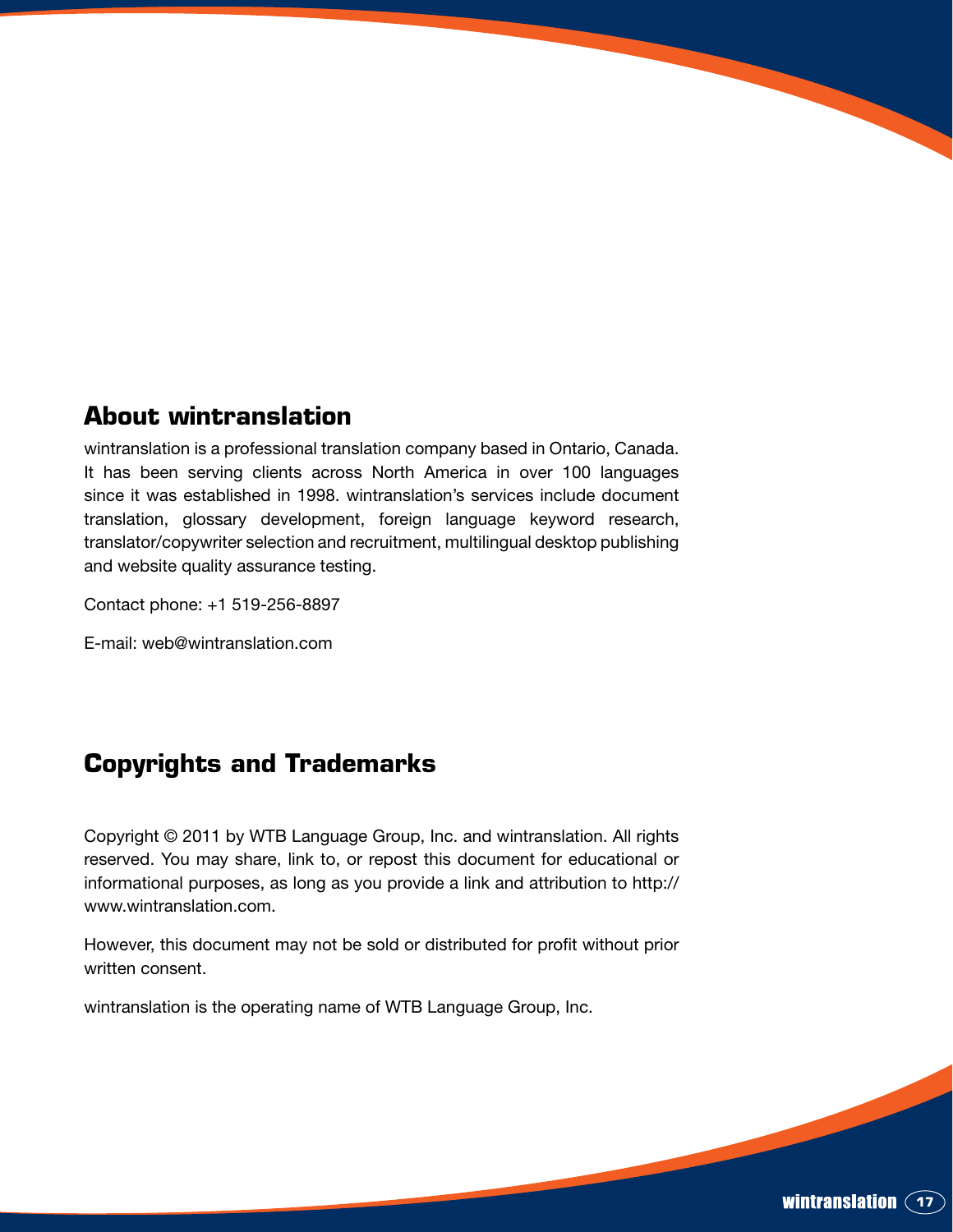## About wintranslation

wintranslation is a professional translation company based in Ontario, Canada. It has been serving clients across North America in over 100 languages since it was established in 1998. wintranslation's services include document translation, glossary development, foreign language keyword research, translator/copywriter selection and recruitment, multilingual desktop publishing and website quality assurance testing.

Contact phone: +1 519-256-8897

E-mail: web@wintranslation.com

## Copyrights and Trademarks

Copyright © 2011 by WTB Language Group, Inc. and wintranslation. All rights reserved. You may share, link to, or repost this document for educational or informational purposes, as long as you provide a link and attribution to http://www.wintranslation.com.

However, this document may not be sold or distributed for profit without prior written consent.

wintranslation is the operating name of WTB Language Group, Inc.